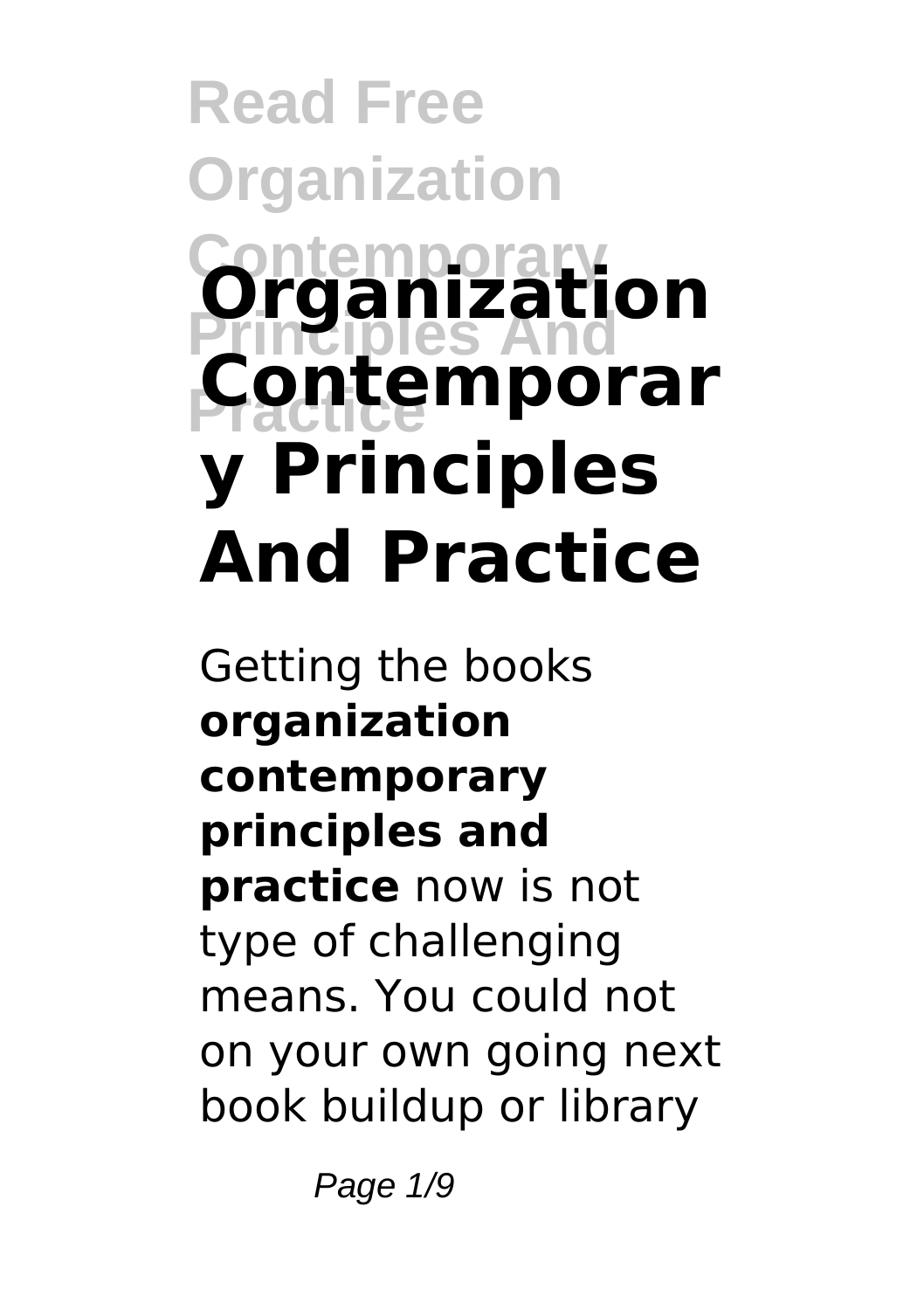# Organization Contemporary Principles And Practice

Getting the books **organization contemporary principles and practice** now is not type of challenging means. You could not on your own going next book buildup or library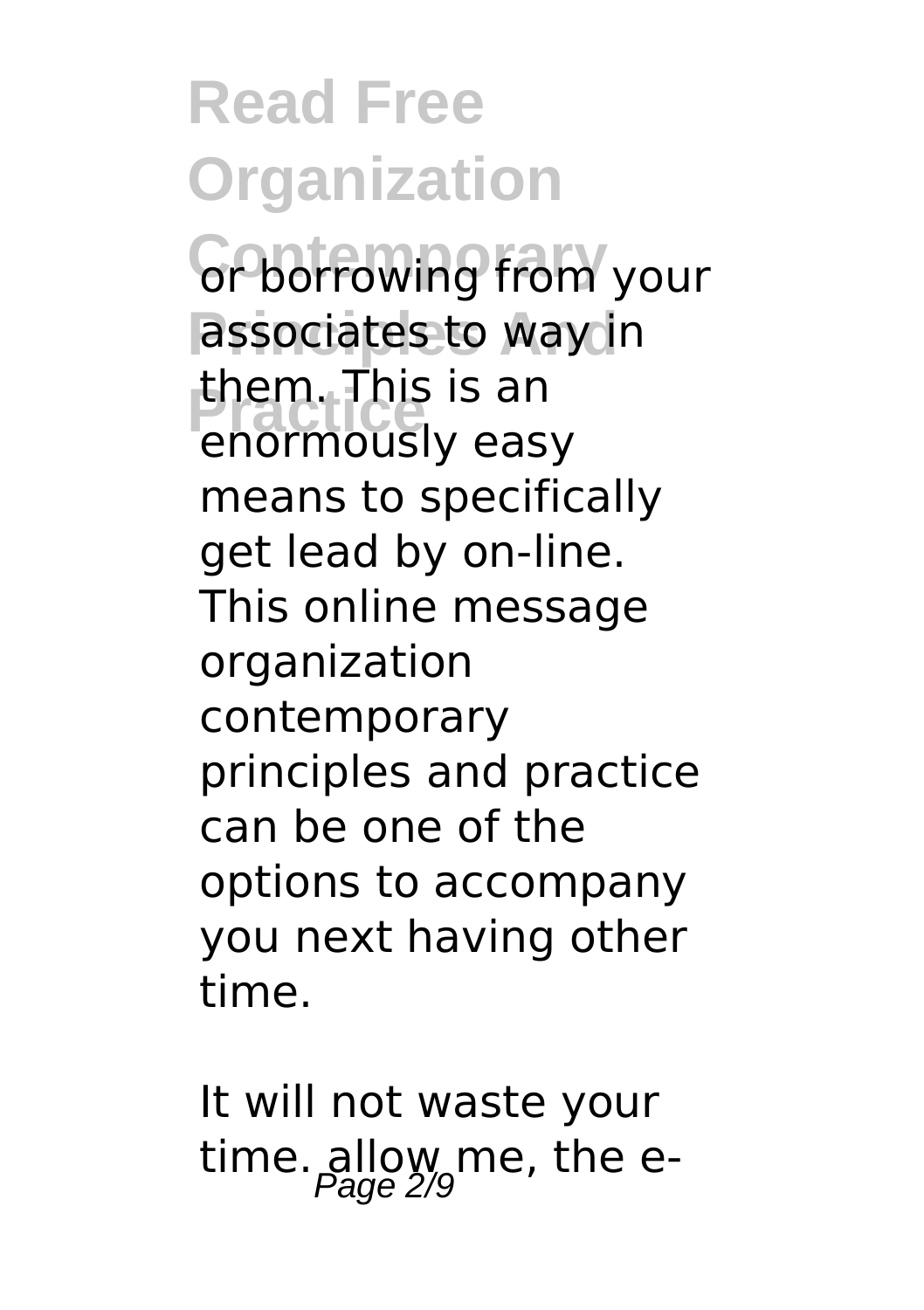or borrowing from your associates to way in them. This is an enormously easy means to specifically get lead by on-line. This online message organization contemporary principles and practice can be one of the options to accompany you next having other time.

It will not waste your time. allow me, the e-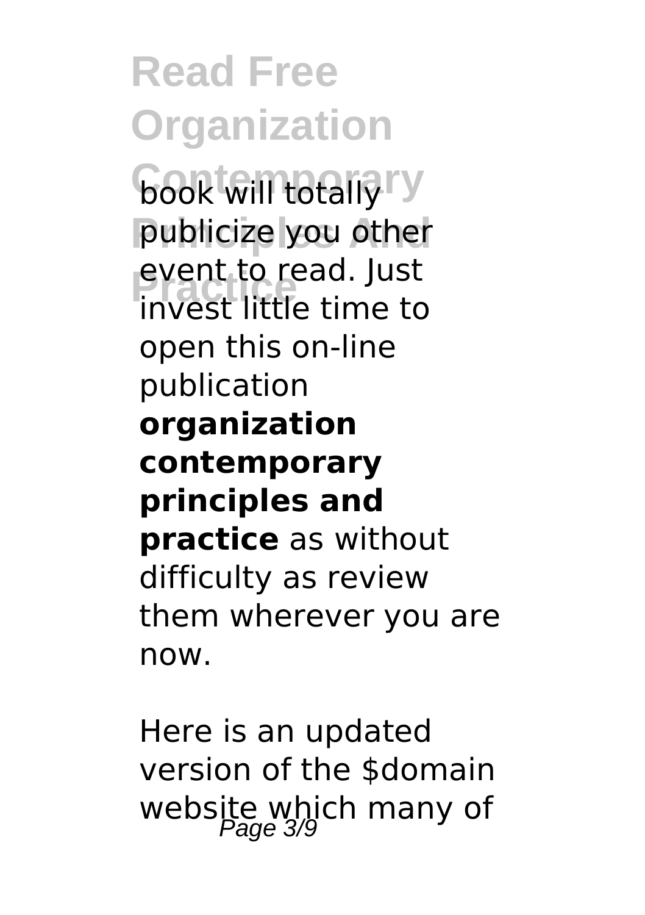book will totally publicize you other event to read. Just invest little time to open this on-line publication **organization contemporary principles and practice** as without difficulty as review them wherever you are now.

Here is an updated version of the $domain website which many of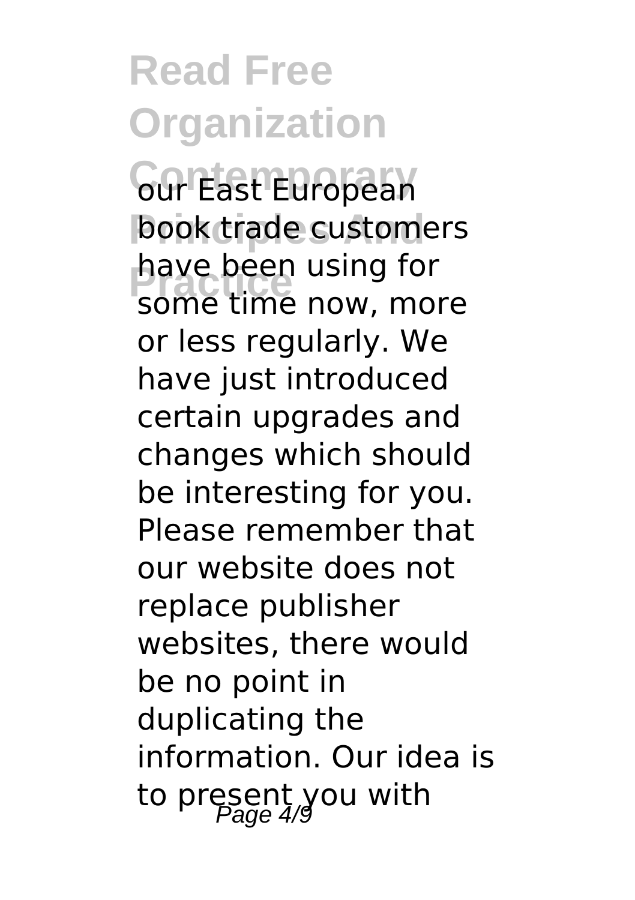our East European book trade customers have been using for some time now, more or less regularly. We have just introduced certain upgrades and changes which should be interesting for you. Please remember that our website does not replace publisher websites, there would be no point in duplicating the information. Our idea is to present you with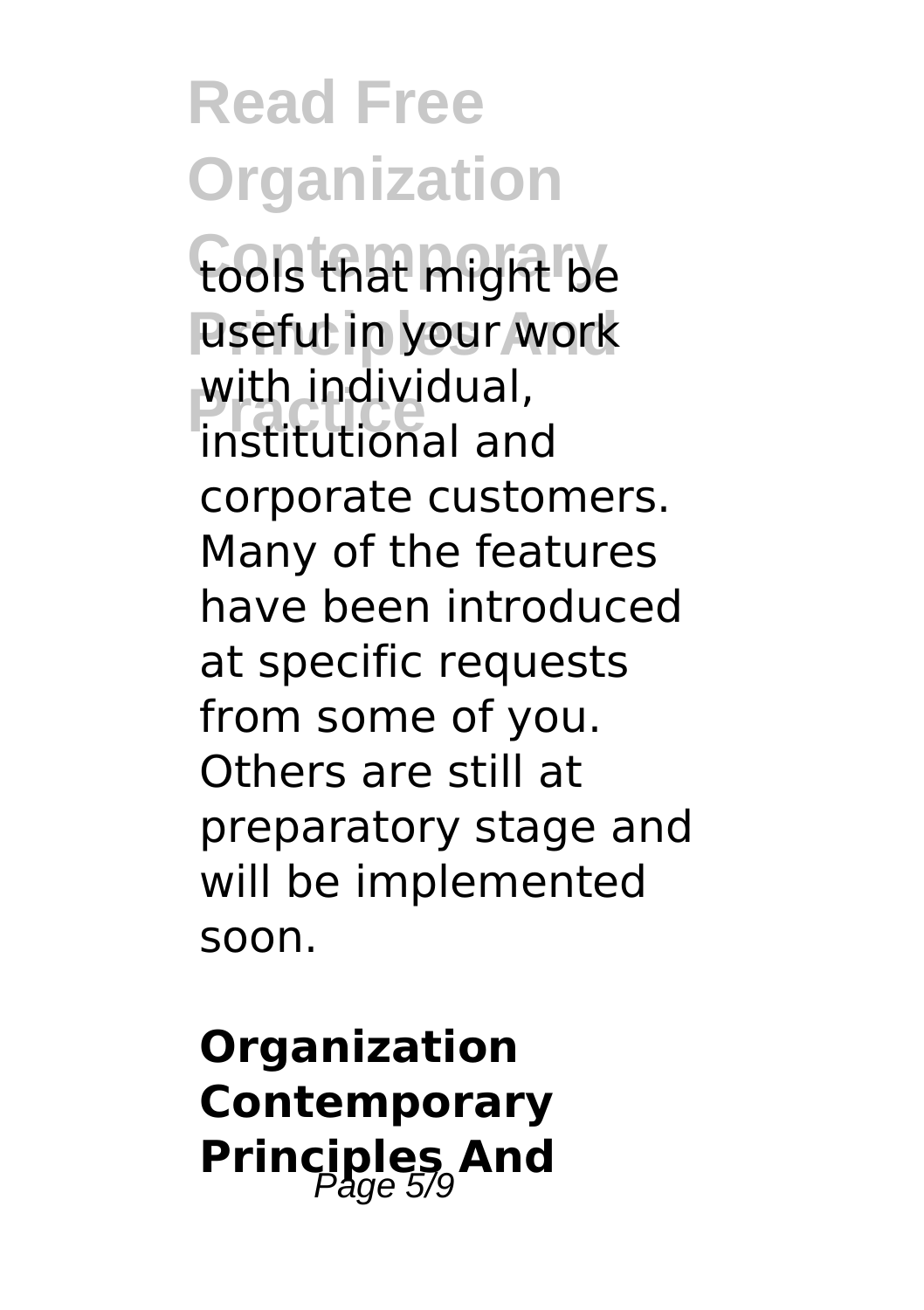tools that might be useful in your work with individual, institutional and corporate customers. Many of the features have been introduced at specific requests from some of you. Others are still at preparatory stage and will be implemented soon.

## Organization Contemporary Principles And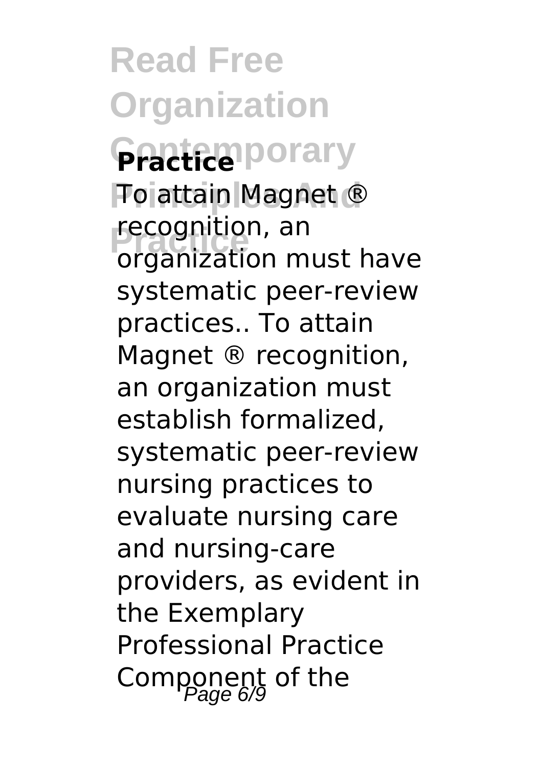**Practice**

To attain Magnet ® recognition, an organization must have systematic peer-review practices.. To attain Magnet ® recognition, an organization must establish formalized, systematic peer-review nursing practices to evaluate nursing care and nursing-care providers, as evident in the Exemplary Professional Practice Component of the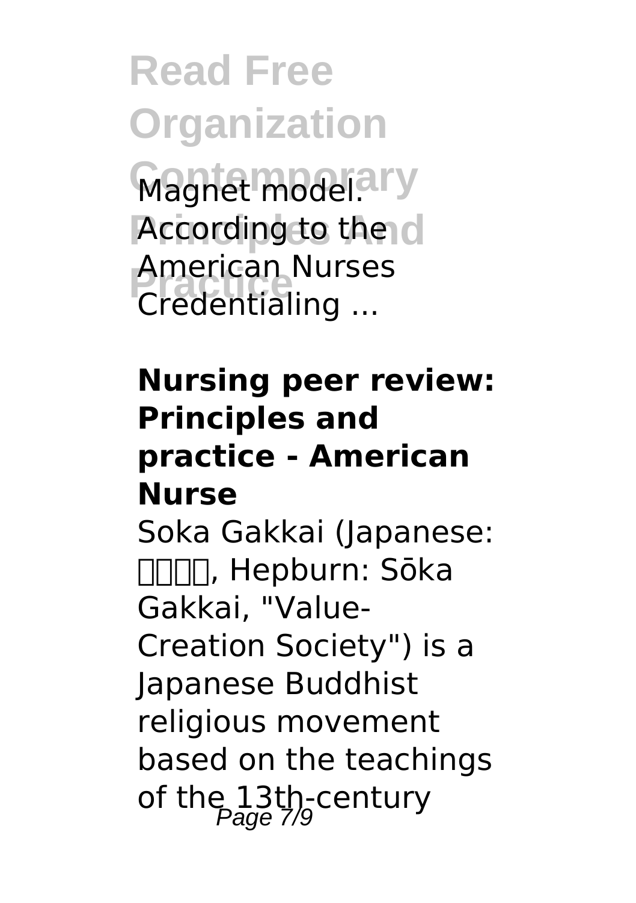Magnet model. According to the American Nurses Credentialing ...

**Nursing peer review: Principles and practice - American Nurse**

Soka Gakkai (Japanese: 創価学会, Hepburn: Sōka Gakkai, "Value-Creation Society") is a Japanese Buddhist religious movement based on the teachings of the 13th-century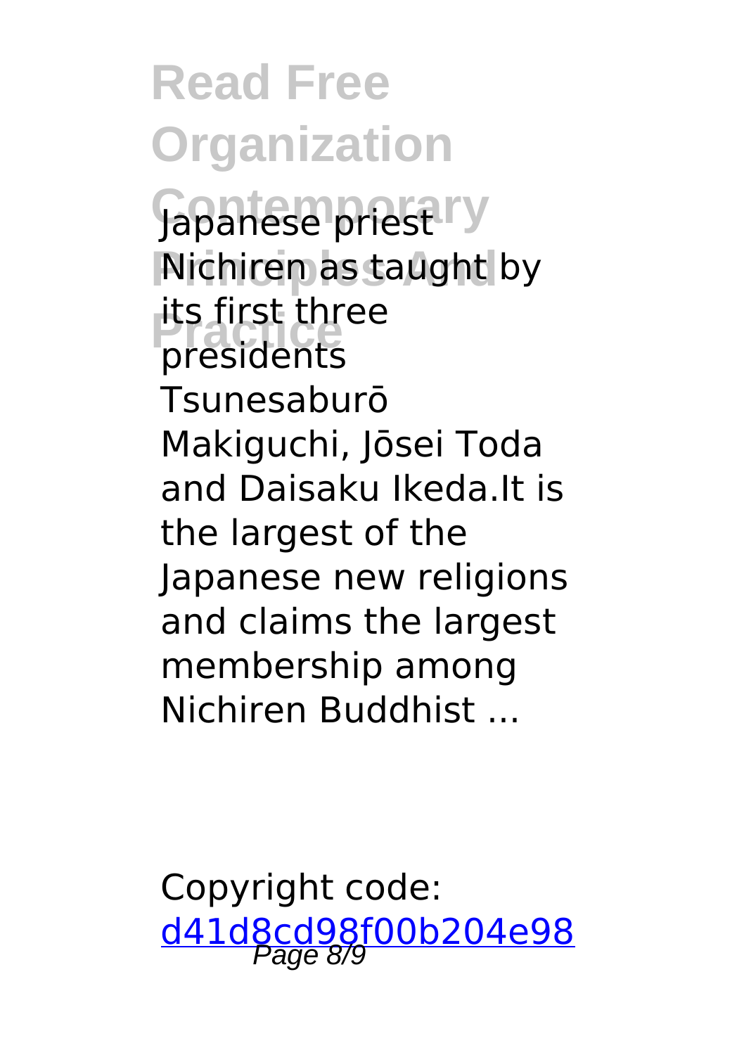Japanese priest Nichiren as taught by its first three presidents Tsunesaburō Makiguchi, Jōsei Toda and Daisaku Ikeda.It is the largest of the Japanese new religions and claims the largest membership among Nichiren Buddhist ...

Copyright code: [d41d8cd98f00b204e98](d41d8cd98f00b204e98)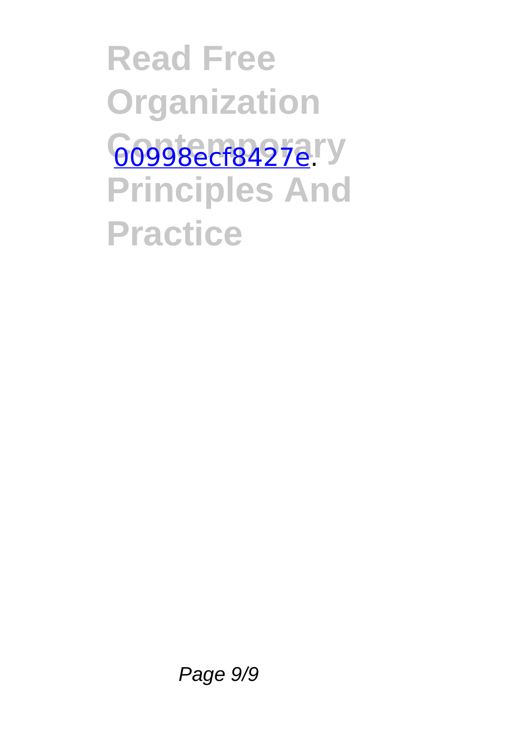00998ecf8427e.